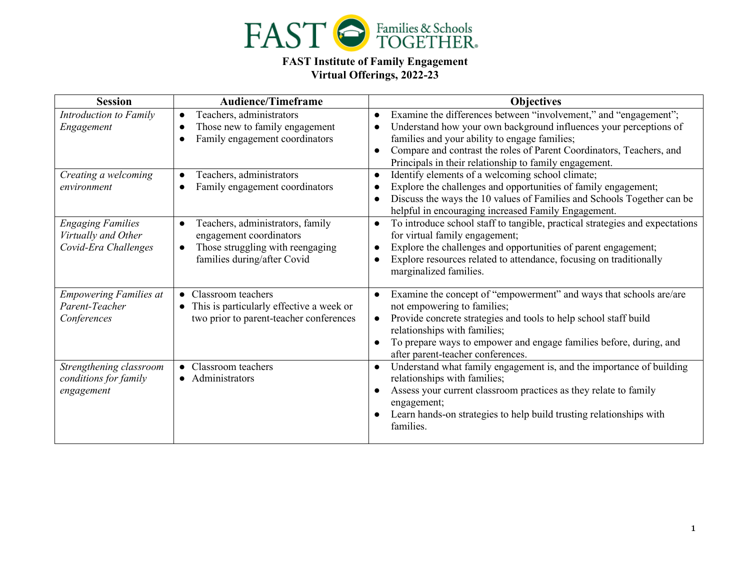# FAST Families & Schools TOGETHER

**FAST Institute of Family Engagement**
**Virtual Offerings, 2022-23**

| Session | Audience/Timeframe | Objectives |
|---|---|---|
| *Introduction to Family Engagement* | • Teachers, administrators<br>• Those new to family engagement<br>• Family engagement coordinators | • Examine the differences between "involvement," and "engagement";<br>• Understand how your own background influences your perceptions of families and your ability to engage families;<br>• Compare and contrast the roles of Parent Coordinators, Teachers, and Principals in their relationship to family engagement. |
| *Creating a welcoming environment* | • Teachers, administrators<br>• Family engagement coordinators | • Identify elements of a welcoming school climate;<br>• Explore the challenges and opportunities of family engagement;<br>• Discuss the ways the 10 values of Families and Schools Together can be helpful in encouraging increased Family Engagement. |
| *Engaging Families Virtually and Other Covid-Era Challenges* | • Teachers, administrators, family engagement coordinators<br>• Those struggling with reengaging families during/after Covid | • To introduce school staff to tangible, practical strategies and expectations for virtual family engagement;<br>• Explore the challenges and opportunities of parent engagement;<br>• Explore resources related to attendance, focusing on traditionally marginalized families. |
| *Empowering Families at Parent-Teacher Conferences* | • Classroom teachers<br>• This is particularly effective a week or two prior to parent-teacher conferences | • Examine the concept of "empowerment" and ways that schools are/are not empowering to families;<br>• Provide concrete strategies and tools to help school staff build relationships with families;<br>• To prepare ways to empower and engage families before, during, and after parent-teacher conferences. |
| *Strengthening classroom conditions for family engagement* | • Classroom teachers<br>• Administrators | • Understand what family engagement is, and the importance of building relationships with families;<br>• Assess your current classroom practices as they relate to family engagement;<br>• Learn hands-on strategies to help build trusting relationships with families. |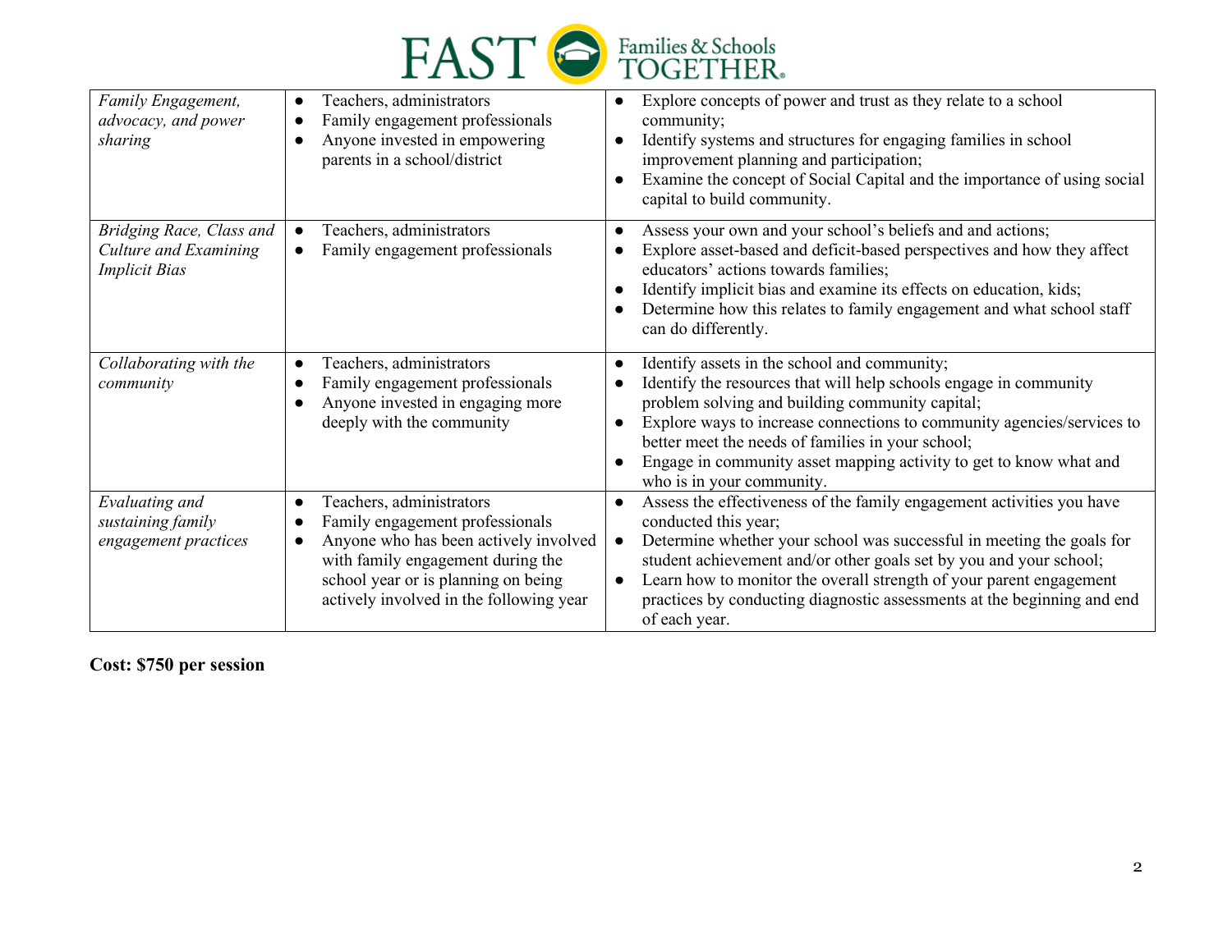| | | |
|---|---|---|
| *Family Engagement, advocacy, and power sharing* | • Teachers, administrators<br>• Family engagement professionals<br>• Anyone invested in empowering parents in a school/district | • Explore concepts of power and trust as they relate to a school community;<br>• Identify systems and structures for engaging families in school improvement planning and participation;<br>• Examine the concept of Social Capital and the importance of using social capital to build community. |
| *Bridging Race, Class and Culture and Examining Implicit Bias* | • Teachers, administrators<br>• Family engagement professionals | • Assess your own and your school's beliefs and and actions;<br>• Explore asset-based and deficit-based perspectives and how they affect educators' actions towards families;<br>• Identify implicit bias and examine its effects on education, kids;<br>• Determine how this relates to family engagement and what school staff can do differently. |
| *Collaborating with the community* | • Teachers, administrators<br>• Family engagement professionals<br>• Anyone invested in engaging more deeply with the community | • Identify assets in the school and community;<br>• Identify the resources that will help schools engage in community problem solving and building community capital;<br>• Explore ways to increase connections to community agencies/services to better meet the needs of families in your school;<br>• Engage in community asset mapping activity to get to know what and who is in your community. |
| *Evaluating and sustaining family engagement practices* | • Teachers, administrators<br>• Family engagement professionals<br>• Anyone who has been actively involved with family engagement during the school year or is planning on being actively involved in the following year | • Assess the effectiveness of the family engagement activities you have conducted this year;<br>• Determine whether your school was successful in meeting the goals for student achievement and/or other goals set by you and your school;<br>• Learn how to monitor the overall strength of your parent engagement practices by conducting diagnostic assessments at the beginning and end of each year. |

**Cost: $750 per session**